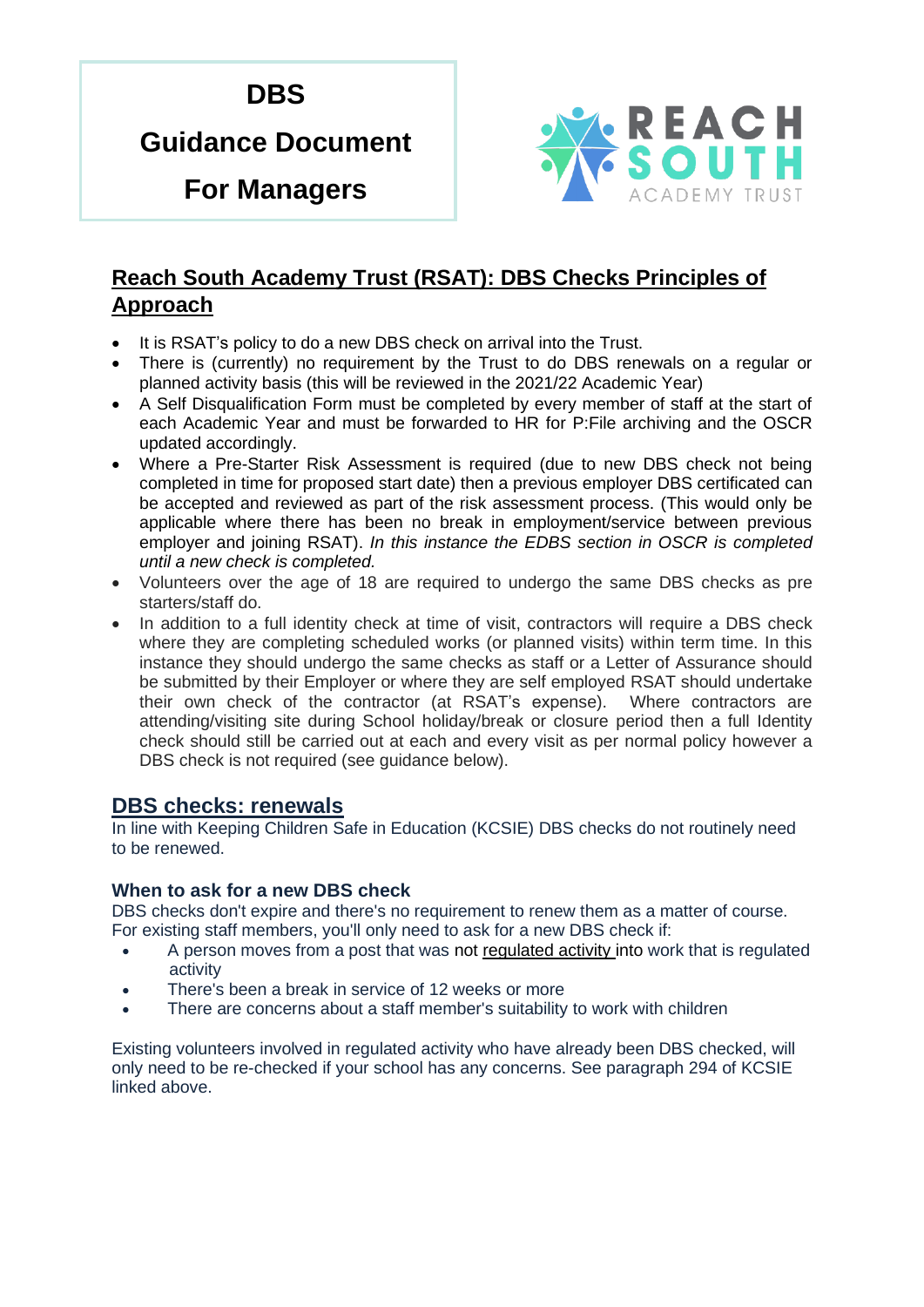# DBS

# Guidance Document

# For Managers

REACH SOUTH ACADEMY TRUST

## Reach South Academy Trust (RSAT): DBS Checks Principles of Approach

- It is RSAT's policy to do a new DBS check on arrival into the Trust.
- There is (currently) no requirement by the Trust to do DBS renewals on a regular or planned activity basis (this will be reviewed in the 2021/22 Academic Year)
- A Self Disqualification Form must be completed by every member of staff at the start of each Academic Year and must be forwarded to HR for P:File archiving and the OSCR updated accordingly.
- Where a Pre-Starter Risk Assessment is required (due to new DBS check not being completed in time for proposed start date) then a previous employer DBS certificated can be accepted and reviewed as part of the risk assessment process. (This would only be applicable where there has been no break in employment/service between previous employer and joining RSAT). *In this instance the EDBS section in OSCR is completed until a new check is completed.*
- Volunteers over the age of 18 are required to undergo the same DBS checks as pre starters/staff do.
- In addition to a full identity check at time of visit, contractors will require a DBS check where they are completing scheduled works (or planned visits) within term time. In this instance they should undergo the same checks as staff or a Letter of Assurance should be submitted by their Employer or where they are self employed RSAT should undertake their own check of the contractor (at RSAT's expense). Where contractors are attending/visiting site during School holiday/break or closure period then a full Identity check should still be carried out at each and every visit as per normal policy however a DBS check is not required (see guidance below).

## DBS checks: renewals

In line with Keeping Children Safe in Education (KCSIE) DBS checks do not routinely need to be renewed.

### When to ask for a new DBS check

DBS checks don't expire and there's no requirement to renew them as a matter of course. For existing staff members, you'll only need to ask for a new DBS check if:

- A person moves from a post that was not regulated activity into work that is regulated activity
- There's been a break in service of 12 weeks or more
- There are concerns about a staff member's suitability to work with children

Existing volunteers involved in regulated activity who have already been DBS checked, will only need to be re-checked if your school has any concerns. See paragraph 294 of KCSIE linked above.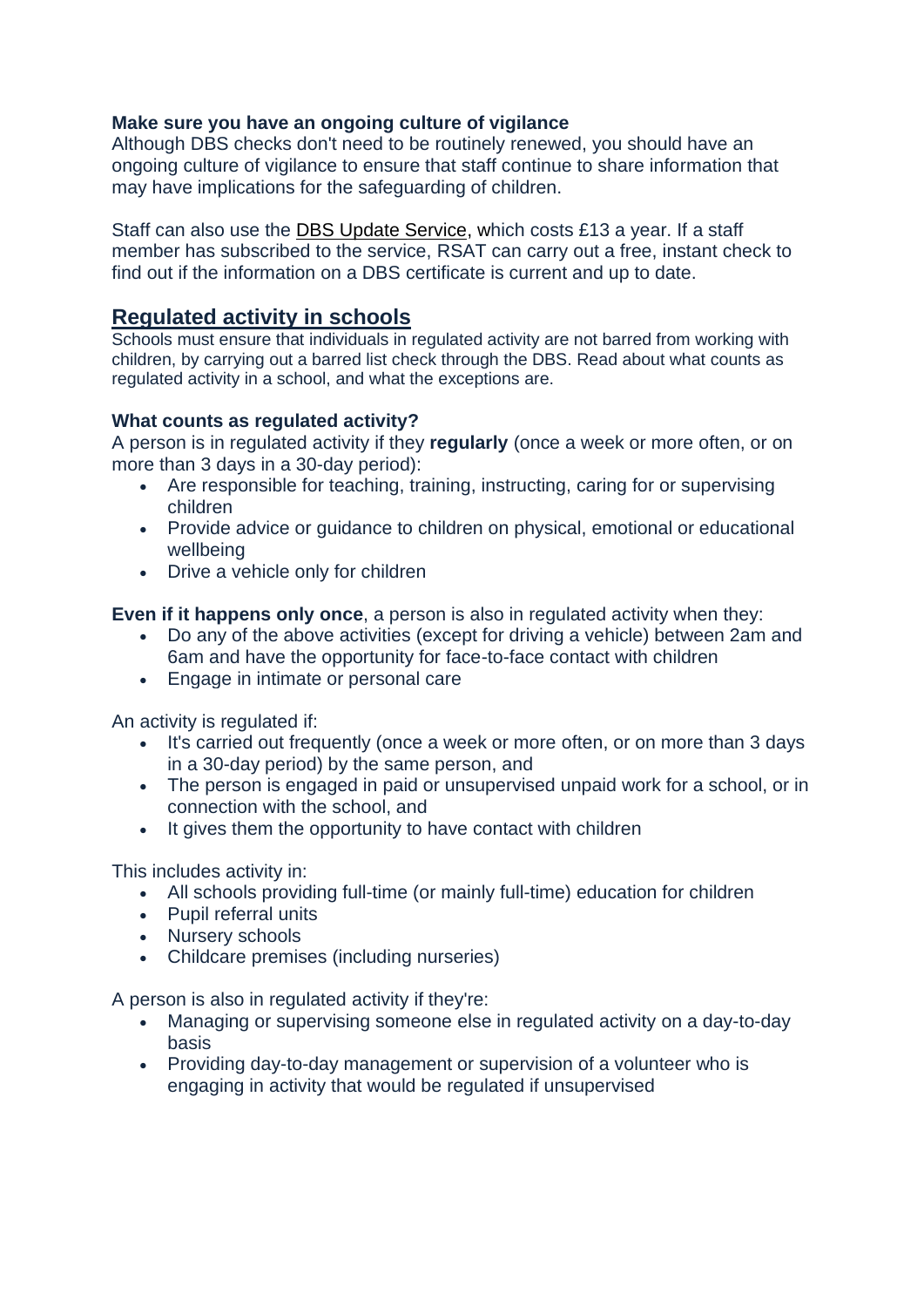**Make sure you have an ongoing culture of vigilance**

Although DBS checks don't need to be routinely renewed, you should have an ongoing culture of vigilance to ensure that staff continue to share information that may have implications for the safeguarding of children.

Staff can also use the DBS Update Service, which costs £13 a year. If a staff member has subscribed to the service, RSAT can carry out a free, instant check to find out if the information on a DBS certificate is current and up to date.

## Regulated activity in schools

Schools must ensure that individuals in regulated activity are not barred from working with children, by carrying out a barred list check through the DBS. Read about what counts as regulated activity in a school, and what the exceptions are.

**What counts as regulated activity?**

A person is in regulated activity if they **regularly** (once a week or more often, or on more than 3 days in a 30-day period):

- Are responsible for teaching, training, instructing, caring for or supervising children
- Provide advice or guidance to children on physical, emotional or educational wellbeing
- Drive a vehicle only for children

**Even if it happens only once**, a person is also in regulated activity when they:

- Do any of the above activities (except for driving a vehicle) between 2am and 6am and have the opportunity for face-to-face contact with children
- Engage in intimate or personal care

An activity is regulated if:

- It's carried out frequently (once a week or more often, or on more than 3 days in a 30-day period) by the same person, and
- The person is engaged in paid or unsupervised unpaid work for a school, or in connection with the school, and
- It gives them the opportunity to have contact with children

This includes activity in:

- All schools providing full-time (or mainly full-time) education for children
- Pupil referral units
- Nursery schools
- Childcare premises (including nurseries)

A person is also in regulated activity if they're:

- Managing or supervising someone else in regulated activity on a day-to-day basis
- Providing day-to-day management or supervision of a volunteer who is engaging in activity that would be regulated if unsupervised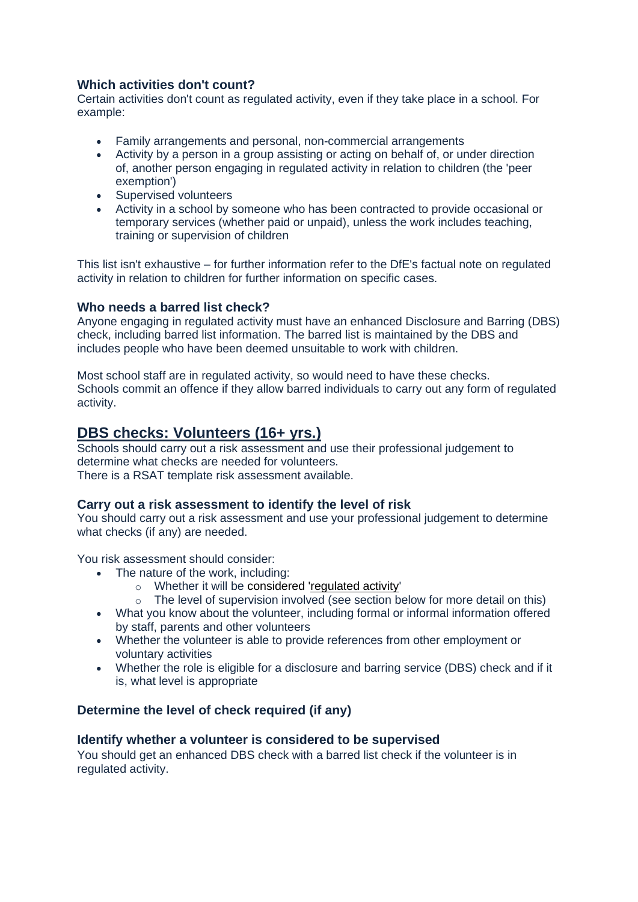### Which activities don't count?

Certain activities don't count as regulated activity, even if they take place in a school. For example:

- Family arrangements and personal, non-commercial arrangements
- Activity by a person in a group assisting or acting on behalf of, or under direction of, another person engaging in regulated activity in relation to children (the 'peer exemption')
- Supervised volunteers
- Activity in a school by someone who has been contracted to provide occasional or temporary services (whether paid or unpaid), unless the work includes teaching, training or supervision of children

This list isn't exhaustive – for further information refer to the DfE's factual note on regulated activity in relation to children for further information on specific cases.

### Who needs a barred list check?

Anyone engaging in regulated activity must have an enhanced Disclosure and Barring (DBS) check, including barred list information. The barred list is maintained by the DBS and includes people who have been deemed unsuitable to work with children.

Most school staff are in regulated activity, so would need to have these checks.
Schools commit an offence if they allow barred individuals to carry out any form of regulated activity.

## DBS checks: Volunteers (16+ yrs.)

Schools should carry out a risk assessment and use their professional judgement to determine what checks are needed for volunteers.
There is a RSAT template risk assessment available.

### Carry out a risk assessment to identify the level of risk

You should carry out a risk assessment and use your professional judgement to determine what checks (if any) are needed.

You risk assessment should consider:

- The nature of the work, including:
  - Whether it will be considered 'regulated activity'
  - The level of supervision involved (see section below for more detail on this)
- What you know about the volunteer, including formal or informal information offered by staff, parents and other volunteers
- Whether the volunteer is able to provide references from other employment or voluntary activities
- Whether the role is eligible for a disclosure and barring service (DBS) check and if it is, what level is appropriate

### Determine the level of check required (if any)

### Identify whether a volunteer is considered to be supervised

You should get an enhanced DBS check with a barred list check if the volunteer is in regulated activity.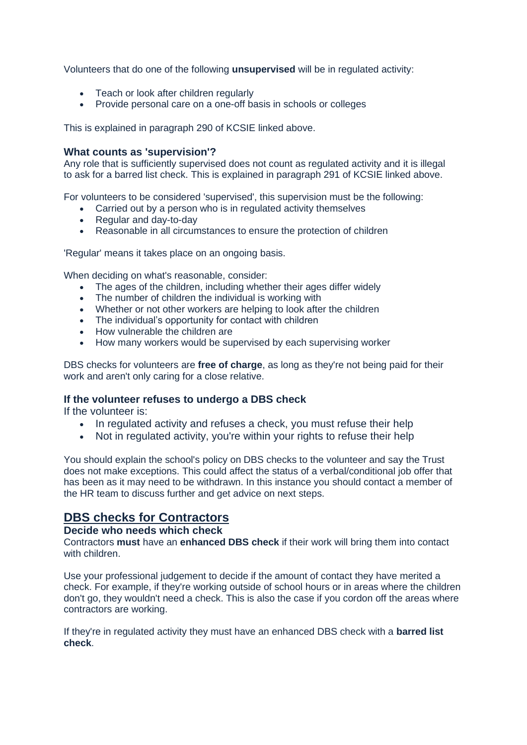Volunteers that do one of the following **unsupervised** will be in regulated activity:

- Teach or look after children regularly
- Provide personal care on a one-off basis in schools or colleges

This is explained in paragraph 290 of KCSIE linked above.

### What counts as 'supervision'?

Any role that is sufficiently supervised does not count as regulated activity and it is illegal to ask for a barred list check. This is explained in paragraph 291 of KCSIE linked above.

For volunteers to be considered 'supervised', this supervision must be the following:

- Carried out by a person who is in regulated activity themselves
- Regular and day-to-day
- Reasonable in all circumstances to ensure the protection of children

'Regular' means it takes place on an ongoing basis.

When deciding on what's reasonable, consider:

- The ages of the children, including whether their ages differ widely
- The number of children the individual is working with
- Whether or not other workers are helping to look after the children
- The individual's opportunity for contact with children
- How vulnerable the children are
- How many workers would be supervised by each supervising worker

DBS checks for volunteers are **free of charge**, as long as they're not being paid for their work and aren't only caring for a close relative.

### If the volunteer refuses to undergo a DBS check

If the volunteer is:

- In regulated activity and refuses a check, you must refuse their help
- Not in regulated activity, you're within your rights to refuse their help

You should explain the school's policy on DBS checks to the volunteer and say the Trust does not make exceptions. This could affect the status of a verbal/conditional job offer that has been as it may need to be withdrawn. In this instance you should contact a member of the HR team to discuss further and get advice on next steps.

## DBS checks for Contractors

### Decide who needs which check

Contractors **must** have an **enhanced DBS check** if their work will bring them into contact with children.

Use your professional judgement to decide if the amount of contact they have merited a check. For example, if they're working outside of school hours or in areas where the children don't go, they wouldn't need a check. This is also the case if you cordon off the areas where contractors are working.

If they're in regulated activity they must have an enhanced DBS check with a **barred list check**.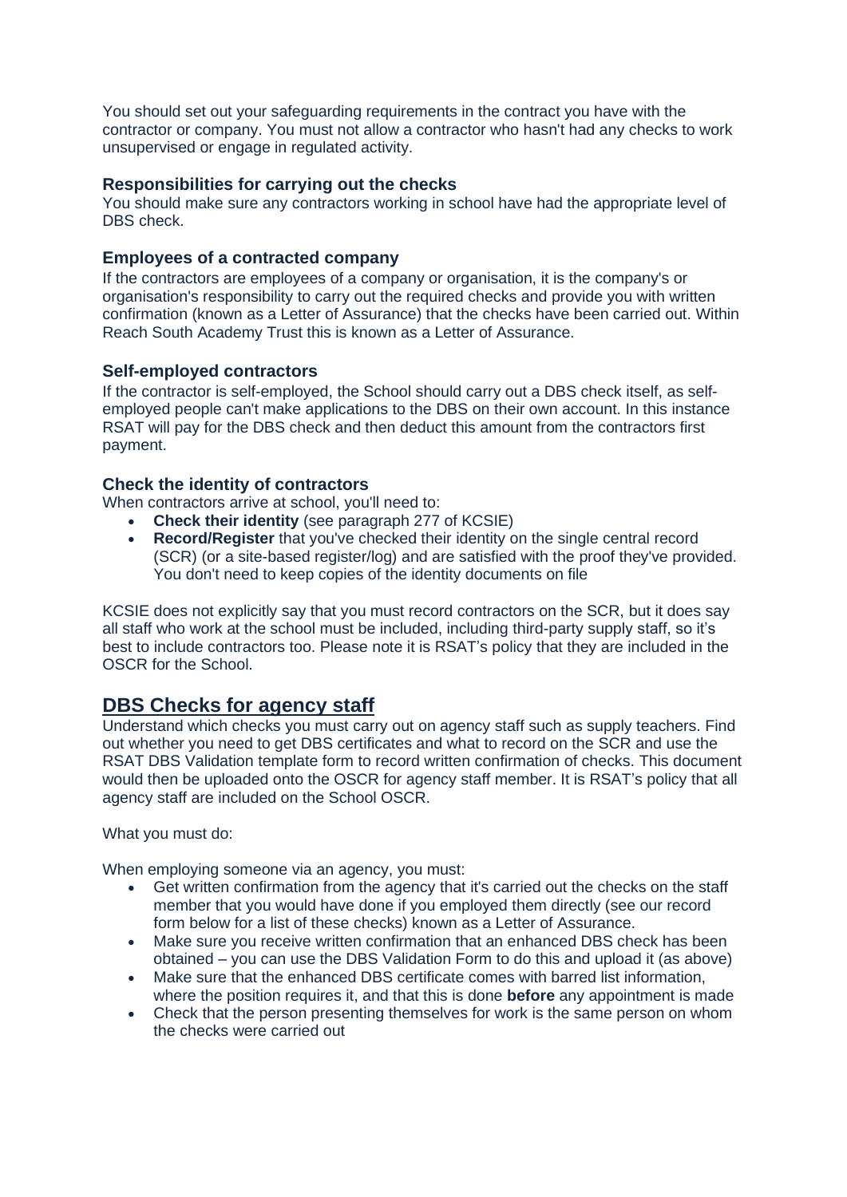You should set out your safeguarding requirements in the contract you have with the contractor or company. You must not allow a contractor who hasn't had any checks to work unsupervised or engage in regulated activity.

### Responsibilities for carrying out the checks

You should make sure any contractors working in school have had the appropriate level of DBS check.

### Employees of a contracted company

If the contractors are employees of a company or organisation, it is the company's or organisation's responsibility to carry out the required checks and provide you with written confirmation (known as a Letter of Assurance) that the checks have been carried out. Within Reach South Academy Trust this is known as a Letter of Assurance.

### Self-employed contractors

If the contractor is self-employed, the School should carry out a DBS check itself, as self-employed people can't make applications to the DBS on their own account. In this instance RSAT will pay for the DBS check and then deduct this amount from the contractors first payment.

### Check the identity of contractors

When contractors arrive at school, you'll need to:

- **Check their identity** (see paragraph 277 of KCSIE)
- **Record/Register** that you've checked their identity on the single central record (SCR) (or a site-based register/log) and are satisfied with the proof they've provided. You don't need to keep copies of the identity documents on file

KCSIE does not explicitly say that you must record contractors on the SCR, but it does say all staff who work at the school must be included, including third-party supply staff, so it's best to include contractors too. Please note it is RSAT's policy that they are included in the OSCR for the School.

## DBS Checks for agency staff

Understand which checks you must carry out on agency staff such as supply teachers. Find out whether you need to get DBS certificates and what to record on the SCR and use the RSAT DBS Validation template form to record written confirmation of checks. This document would then be uploaded onto the OSCR for agency staff member. It is RSAT's policy that all agency staff are included on the School OSCR.

What you must do:

When employing someone via an agency, you must:

- Get written confirmation from the agency that it's carried out the checks on the staff member that you would have done if you employed them directly (see our record form below for a list of these checks) known as a Letter of Assurance.
- Make sure you receive written confirmation that an enhanced DBS check has been obtained – you can use the DBS Validation Form to do this and upload it (as above)
- Make sure that the enhanced DBS certificate comes with barred list information, where the position requires it, and that this is done **before** any appointment is made
- Check that the person presenting themselves for work is the same person on whom the checks were carried out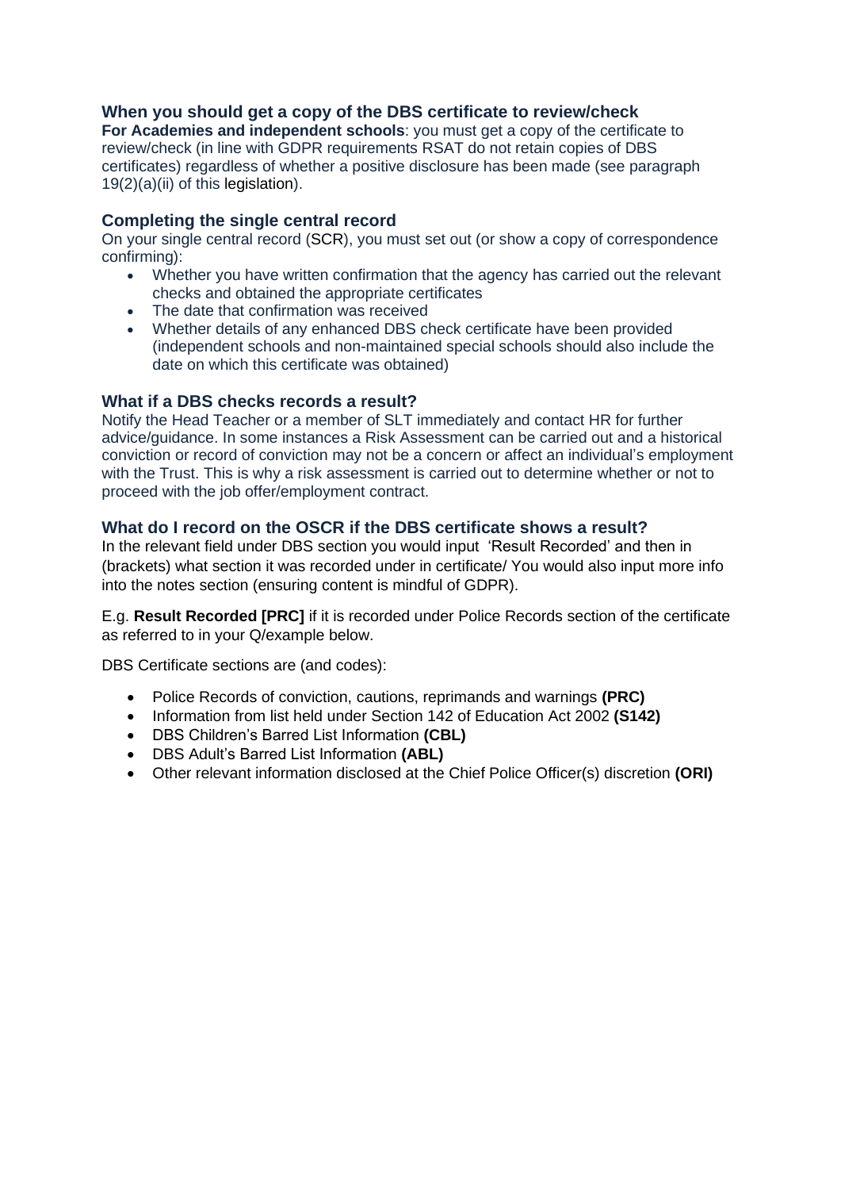### When you should get a copy of the DBS certificate to review/check

**For Academies and independent schools**: you must get a copy of the certificate to review/check (in line with GDPR requirements RSAT do not retain copies of DBS certificates) regardless of whether a positive disclosure has been made (see paragraph 19(2)(a)(ii) of this legislation).

### Completing the single central record

On your single central record (SCR), you must set out (or show a copy of correspondence confirming):

- Whether you have written confirmation that the agency has carried out the relevant checks and obtained the appropriate certificates
- The date that confirmation was received
- Whether details of any enhanced DBS check certificate have been provided (independent schools and non-maintained special schools should also include the date on which this certificate was obtained)

### What if a DBS checks records a result?

Notify the Head Teacher or a member of SLT immediately and contact HR for further advice/guidance. In some instances a Risk Assessment can be carried out and a historical conviction or record of conviction may not be a concern or affect an individual's employment with the Trust. This is why a risk assessment is carried out to determine whether or not to proceed with the job offer/employment contract.

### What do I record on the OSCR if the DBS certificate shows a result?

In the relevant field under DBS section you would input 'Result Recorded' and then in (brackets) what section it was recorded under in certificate/ You would also input more info into the notes section (ensuring content is mindful of GDPR).

E.g. **Result Recorded [PRC]** if it is recorded under Police Records section of the certificate as referred to in your Q/example below.

DBS Certificate sections are (and codes):

- Police Records of conviction, cautions, reprimands and warnings **(PRC)**
- Information from list held under Section 142 of Education Act 2002 **(S142)**
- DBS Children's Barred List Information **(CBL)**
- DBS Adult's Barred List Information **(ABL)**
- Other relevant information disclosed at the Chief Police Officer(s) discretion **(ORI)**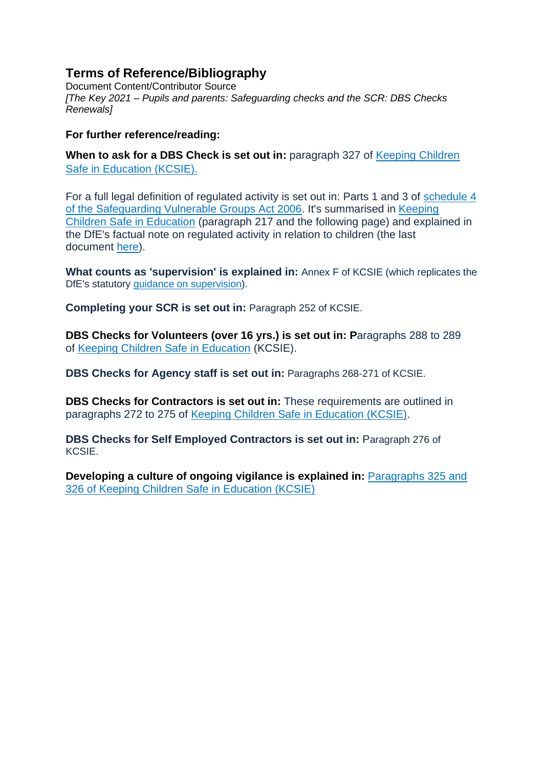## Terms of Reference/Bibliography

Document Content/Contributor Source

*[The Key 2021 – Pupils and parents: Safeguarding checks and the SCR: DBS Checks Renewals]*

**For further reference/reading:**

**When to ask for a DBS Check is set out in:** paragraph 327 of Keeping Children Safe in Education (KCSIE).

For a full legal definition of regulated activity is set out in: Parts 1 and 3 of schedule 4 of the Safeguarding Vulnerable Groups Act 2006. It's summarised in Keeping Children Safe in Education (paragraph 217 and the following page) and explained in the DfE's factual note on regulated activity in relation to children (the last document here).

**What counts as 'supervision' is explained in:** Annex F of KCSIE (which replicates the DfE's statutory guidance on supervision).

**Completing your SCR is set out in:** Paragraph 252 of KCSIE.

**DBS Checks for Volunteers (over 16 yrs.) is set out in: P**aragraphs 288 to 289 of Keeping Children Safe in Education (KCSIE).

**DBS Checks for Agency staff is set out in:** Paragraphs 268-271 of KCSIE.

**DBS Checks for Contractors is set out in:** These requirements are outlined in paragraphs 272 to 275 of Keeping Children Safe in Education (KCSIE).

**DBS Checks for Self Employed Contractors is set out in:** Paragraph 276 of KCSIE.

**Developing a culture of ongoing vigilance is explained in:** Paragraphs 325 and 326 of Keeping Children Safe in Education (KCSIE)